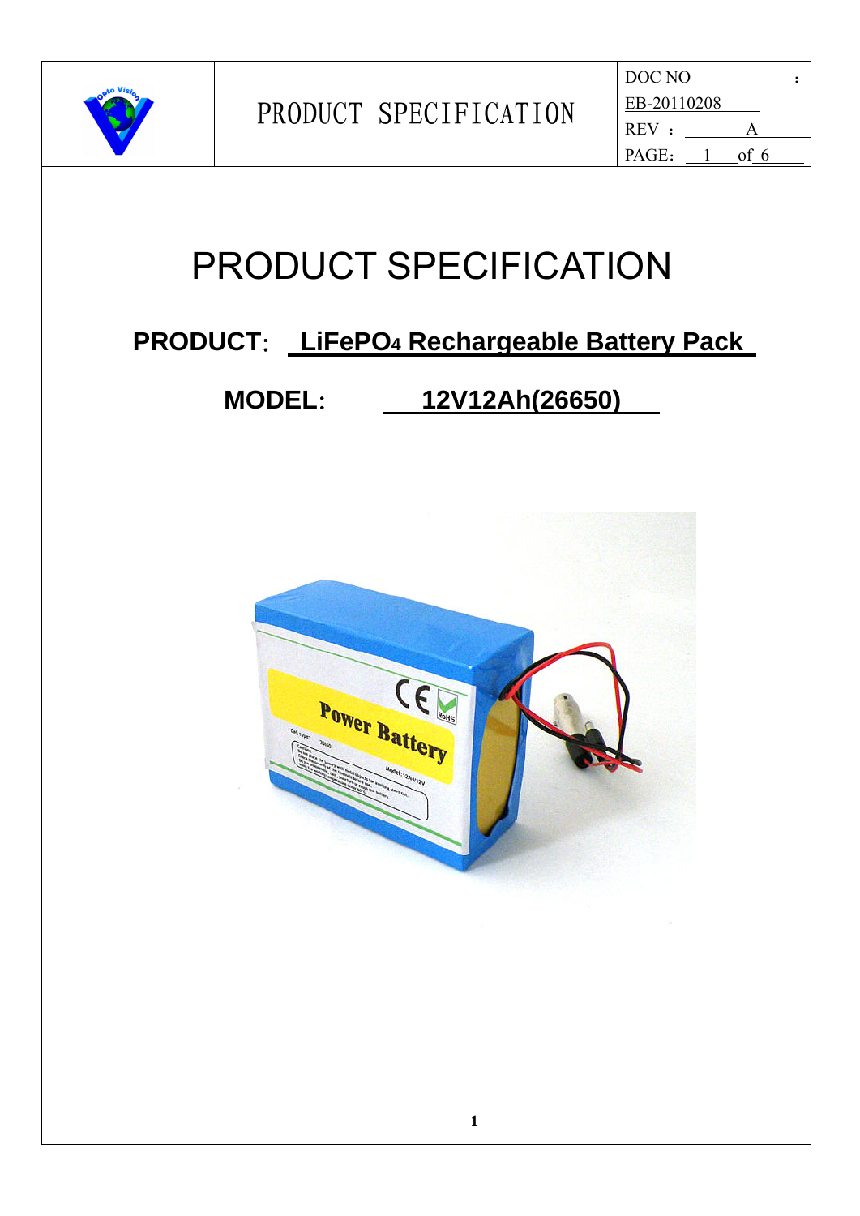| | PRODUCT SPECIFICATION | DOC NO : EB-20110208 |
|---|---|---|
| | | REV : A |

# PRODUCT SPECIFICATION

**PRODUCT: $LiFePO_4$ Rechargeable Battery Pack**

**MODEL: 12V12Ah(26650)**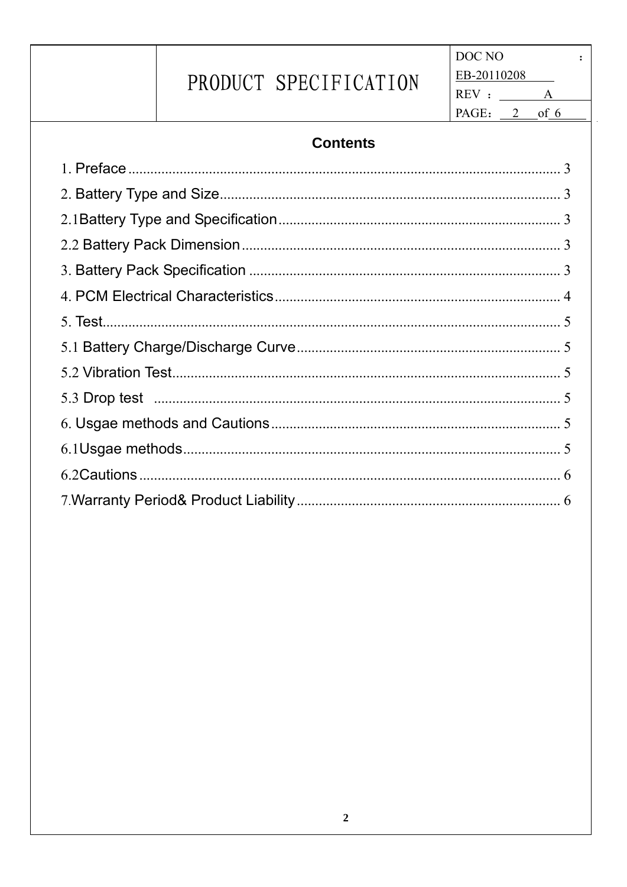## Contents

1. Preface ..................................................................................................................... 3

2. Battery Type and Size............................................................................................ 3

2.1Battery Type and Specification ............................................................................ 3

2.2 Battery Pack Dimension ...................................................................................... 3

3. Battery Pack Specification .................................................................................... 3

4. PCM Electrical Characteristics ............................................................................. 4

5. Test.......................................................................................................................... 5

5.1 Battery Charge/Discharge Curve ....................................................................... 5

5.2 Vibration Test......................................................................................................... 5

5.3 Drop test ............................................................................................................. 5

6. Usgae methods and Cautions .............................................................................. 5

6.1Usgae methods...................................................................................................... 5

6.2Cautions .................................................................................................................. 6

7.Warranty Period& Product Liability ....................................................................... 6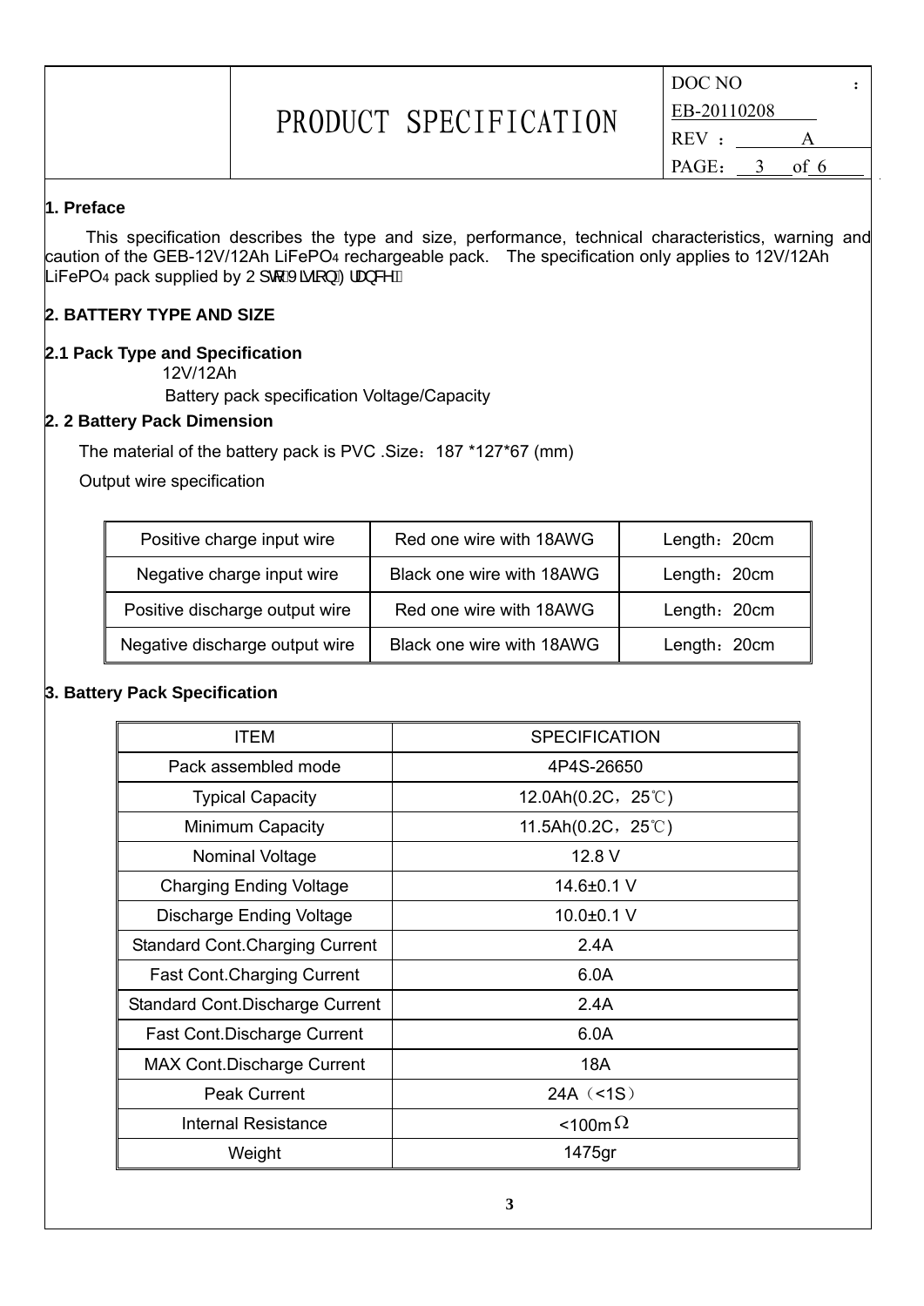## 1. Preface

This specification describes the type and size, performance, technical characteristics, warning and caution of the GEB-12V/12Ah $LiFePO_4$ rechargeable pack. The specification only applies to 12V/12Ah $LiFePO_4$ pack supplied by 2 SWR9 LVLRQ) UDQFH

## 2. BATTERY TYPE AND SIZE

### 2.1 Pack Type and Specification

12V/12Ah

Battery pack specification Voltage/Capacity

### 2. 2 Battery Pack Dimension

The material of the battery pack is PVC .Size：187 *127*67 (mm)

Output wire specification

| Positive charge input wire | Red one wire with 18AWG | Length：20cm |
|---|---|---|
| Negative charge input wire | Black one wire with 18AWG | Length：20cm |
| Positive discharge output wire | Red one wire with 18AWG | Length：20cm |
| Negative discharge output wire | Black one wire with 18AWG | Length：20cm |

## 3. Battery Pack Specification

| ITEM | SPECIFICATION |
|---|---|
| Pack assembled mode | 4P4S-26650 |
| Typical Capacity | 12.0Ah(0.2C，25℃) |
| Minimum Capacity | 11.5Ah(0.2C，25℃) |
| Nominal Voltage | 12.8 V |
| Charging Ending Voltage | 14.6±0.1 V |
| Discharge Ending Voltage | 10.0±0.1 V |
| Standard Cont.Charging Current | 2.4A |
| Fast Cont.Charging Current | 6.0A |
| Standard Cont.Discharge Current | 2.4A |
| Fast Cont.Discharge Current | 6.0A |
| MAX Cont.Discharge Current | 18A |
| Peak Current | 24A（<1S） |
| Internal Resistance | <100mΩ |
| Weight | 1475gr |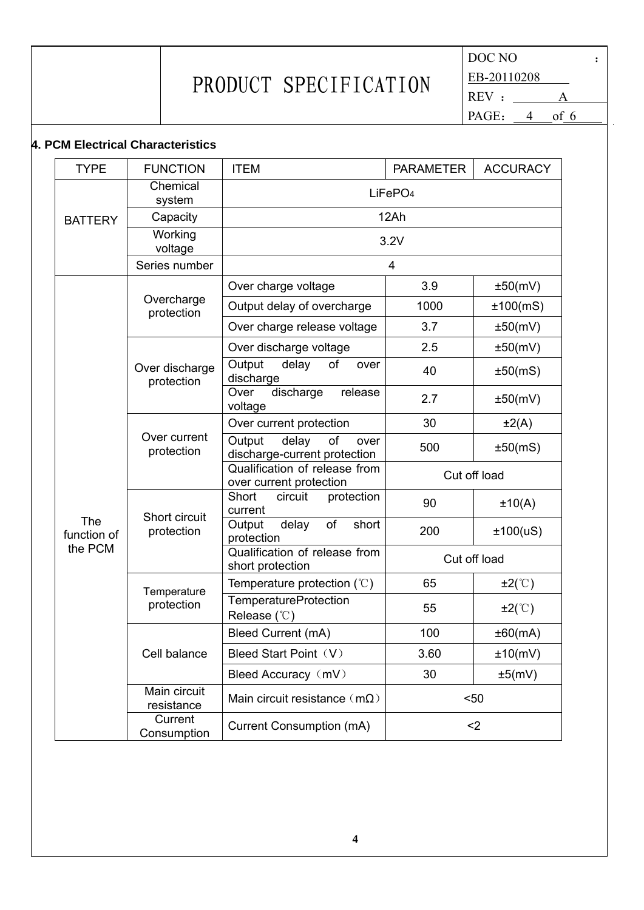## 4. PCM Electrical Characteristics

| TYPE | FUNCTION | ITEM | PARAMETER | ACCURACY |
|---|---|---|---|---|
| BATTERY | Chemical system | $LiFePO_4$ | | |
| | Capacity | 12Ah | | |
| | Working voltage | 3.2V | | |
| | Series number | 4 | | |
| The function of the PCM | Overcharge protection | Over charge voltage | 3.9 | ±50(mV) |
| | | Output delay of overcharge | 1000 | ±100(mS) |
| | | Over charge release voltage | 3.7 | ±50(mV) |
| | Over discharge protection | Over discharge voltage | 2.5 | ±50(mV) |
| | | Output delay of over discharge | 40 | ±50(mS) |
| | | Over discharge release voltage | 2.7 | ±50(mV) |
| | Over current protection | Over current protection | 30 | ±2(A) |
| | | Output delay of over discharge-current protection | 500 | ±50(mS) |
| | | Qualification of release from over current protection | Cut off load | |
| | Short circuit protection | Short circuit protection current | 90 | ±10(A) |
| | | Output delay of short protection | 200 | ±100(uS) |
| | | Qualification of release from short protection | Cut off load | |
| | Temperature protection | Temperature protection (℃) | 65 | ±2(℃) |
| | | TemperatureProtection Release (℃) | 55 | ±2(℃) |
| | Cell balance | Bleed Current (mA) | 100 | ±60(mA) |
| | | Bleed Start Point（V） | 3.60 | ±10(mV) |
| | | Bleed Accuracy（mV） | 30 | ±5(mV) |
| | Main circuit resistance | Main circuit resistance（mΩ） | <50 | |
| | Current Consumption | Current Consumption (mA) | <2 | |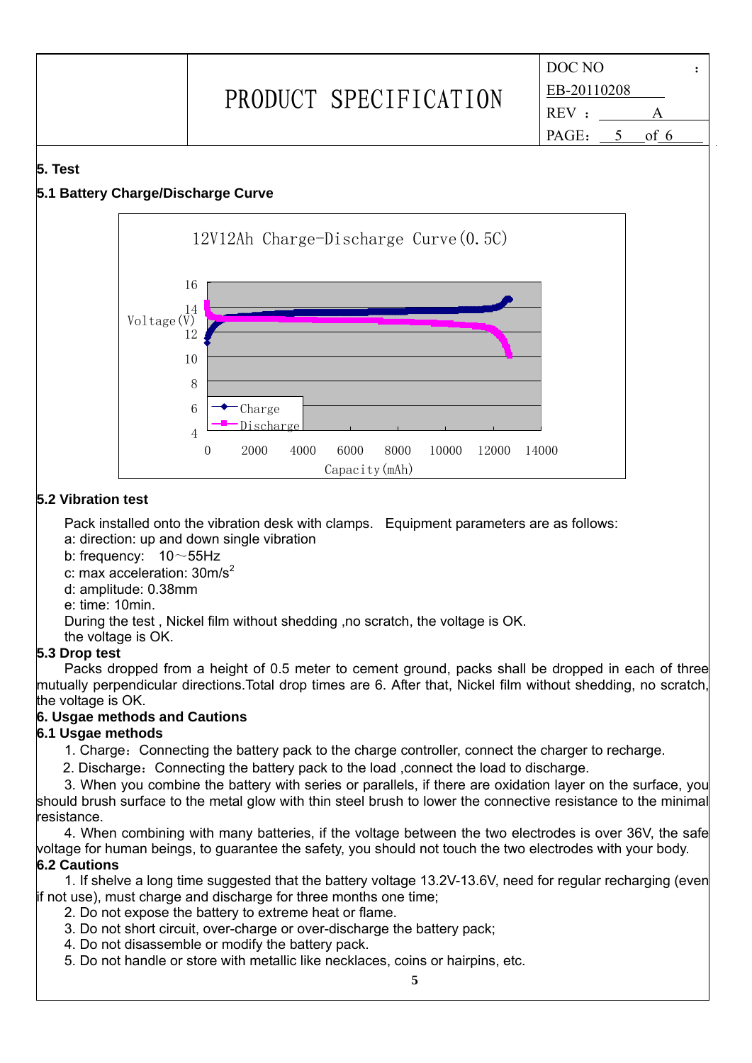## 5. Test

### 5.1 Battery Charge/Discharge Curve

12V12Ah Charge-Discharge Curve(0.5C)

### 5.2 Vibration test

Pack installed onto the vibration desk with clamps. Equipment parameters are as follows:

a: direction: up and down single vibration

b: frequency: 10～55Hz

c: max acceleration: 30m/s$^2$

d: amplitude: 0.38mm

e: time: 10min.

During the test , Nickel film without shedding ,no scratch, the voltage is OK.

the voltage is OK.

### 5.3 Drop test

Packs dropped from a height of 0.5 meter to cement ground, packs shall be dropped in each of three mutually perpendicular directions.Total drop times are 6. After that, Nickel film without shedding, no scratch, the voltage is OK.

## 6. Usgae methods and Cautions

### 6.1 Usgae methods

1. Charge：Connecting the battery pack to the charge controller, connect the charger to recharge.
2. Discharge：Connecting the battery pack to the load ,connect the load to discharge.
3. When you combine the battery with series or parallels, if there are oxidation layer on the surface, you should brush surface to the metal glow with thin steel brush to lower the connective resistance to the minimal resistance.
4. When combining with many batteries, if the voltage between the two electrodes is over 36V, the safe voltage for human beings, to guarantee the safety, you should not touch the two electrodes with your body.

### 6.2 Cautions

1. If shelve a long time suggested that the battery voltage 13.2V-13.6V, need for regular recharging (even if not use), must charge and discharge for three months one time;
2. Do not expose the battery to extreme heat or flame.
3. Do not short circuit, over-charge or over-discharge the battery pack;
4. Do not disassemble or modify the battery pack.
5. Do not handle or store with metallic like necklaces, coins or hairpins, etc.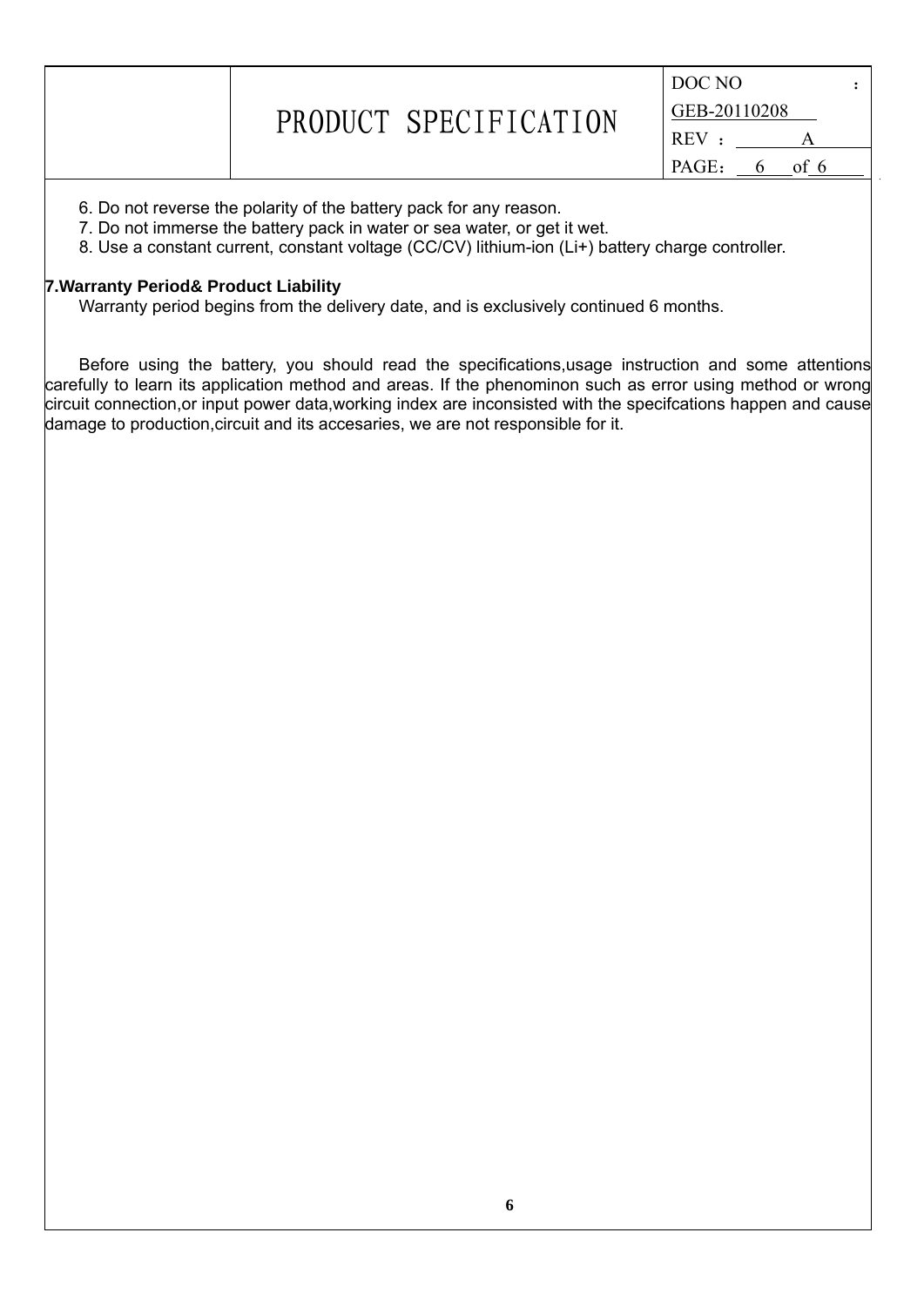6. Do not reverse the polarity of the battery pack for any reason.
7. Do not immerse the battery pack in water or sea water, or get it wet.
8. Use a constant current, constant voltage (CC/CV) lithium-ion (Li+) battery charge controller.

**7.Warranty Period& Product Liability**

Warranty period begins from the delivery date, and is exclusively continued 6 months.

Before using the battery, you should read the specifications,usage instruction and some attentions carefully to learn its application method and areas. If the phenominon such as error using method or wrong circuit connection,or input power data,working index are inconsisted with the specifcations happen and cause damage to production,circuit and its accesaries, we are not responsible for it.